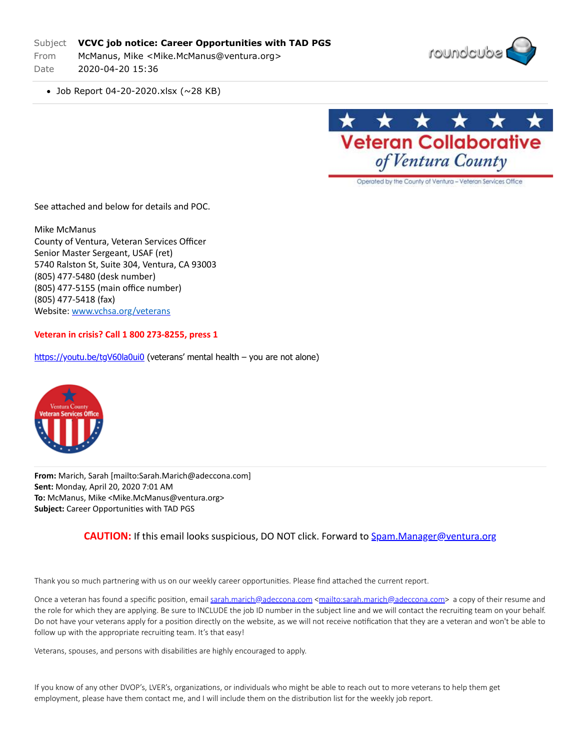| | |
|---|---|
| Subject | **VCVC job notice: Career Opportunities with TAD PGS** |
| From | McManus, Mike <Mike.McManus@ventura.org> |
| Date | 2020-04-20 15:36 |

- Job Report 04-20-2020.xlsx (~28 KB)

See attached and below for details and POC.

Mike McManus
County of Ventura, Veteran Services Officer
Senior Master Sergeant, USAF (ret)
5740 Ralston St, Suite 304, Ventura, CA 93003
(805) 477-5480 (desk number)
(805) 477-5155 (main office number)
(805) 477-5418 (fax)
Website: [www.vchsa.org/veterans](www.vchsa.org/veterans)

**Veteran in crisis? Call 1 800 273-8255, press 1**

[https://youtu.be/tgV60la0ui0](https://youtu.be/tgV60la0ui0) (veterans' mental health – you are not alone)

**From:** Marich, Sarah [mailto:Sarah.Marich@adeccona.com]
**Sent:** Monday, April 20, 2020 7:01 AM
**To:** McManus, Mike <Mike.McManus@ventura.org>
**Subject:** Career Opportunities with TAD PGS

**CAUTION:** If this email looks suspicious, DO NOT click. Forward to Spam.Manager@ventura.org

Thank you so much partnering with us on our weekly career opportunities. Please find attached the current report.

Once a veteran has found a specific position, email sarah.marich@adeccona.com <mailto:sarah.marich@adeccona.com> a copy of their resume and the role for which they are applying. Be sure to INCLUDE the job ID number in the subject line and we will contact the recruiting team on your behalf. Do not have your veterans apply for a position directly on the website, as we will not receive notification that they are a veteran and won't be able to follow up with the appropriate recruiting team. It's that easy!

Veterans, spouses, and persons with disabilities are highly encouraged to apply.

If you know of any other DVOP's, LVER's, organizations, or individuals who might be able to reach out to more veterans to help them get employment, please have them contact me, and I will include them on the distribution list for the weekly job report.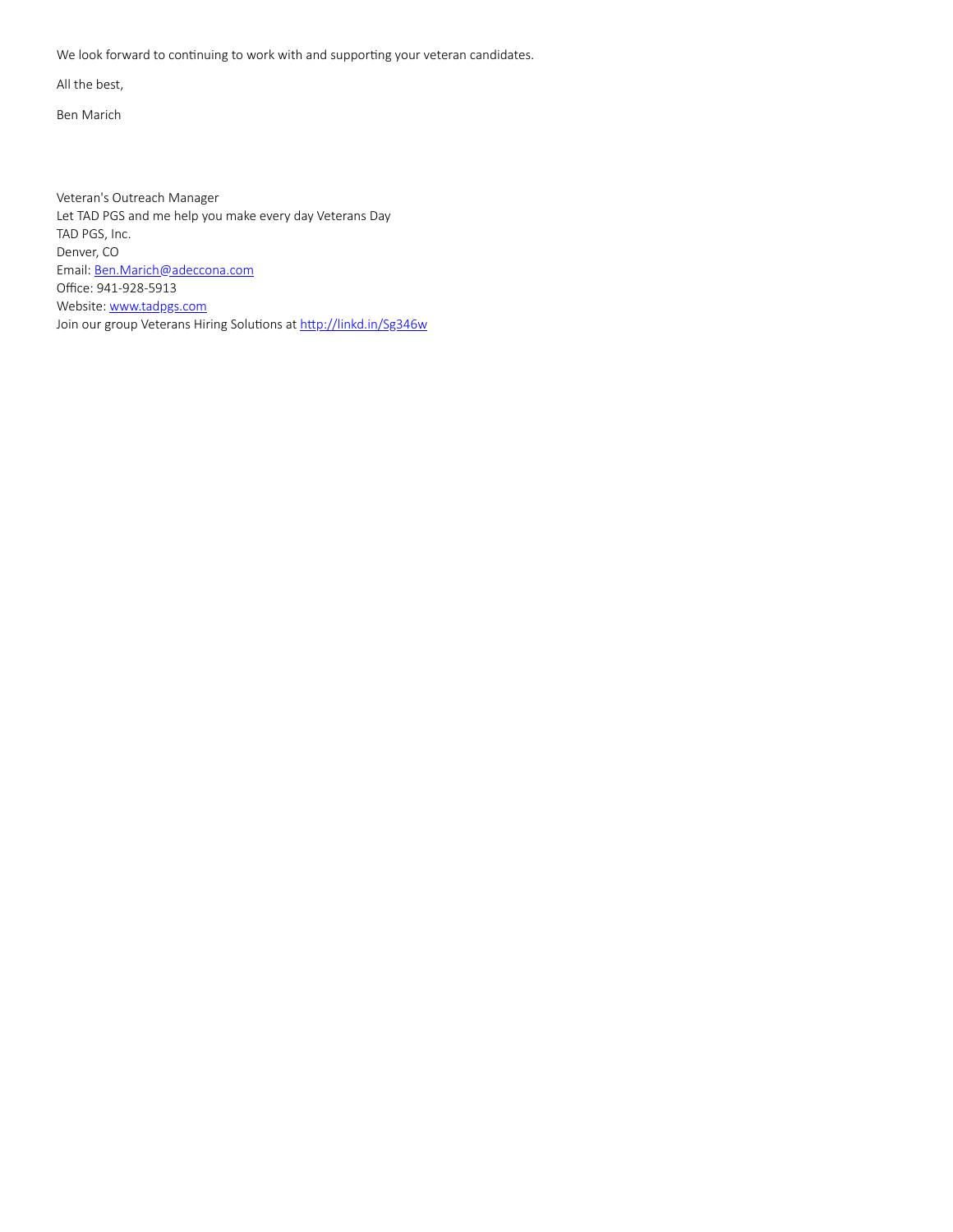We look forward to continuing to work with and supporting your veteran candidates.

All the best,

Ben Marich

Veteran's Outreach Manager
Let TAD PGS and me help you make every day Veterans Day
TAD PGS, Inc.
Denver, CO
Email: Ben.Marich@adeccona.com
Office: 941-928-5913
Website: www.tadpgs.com
Join our group Veterans Hiring Solutions at http://linkd.in/Sg346w